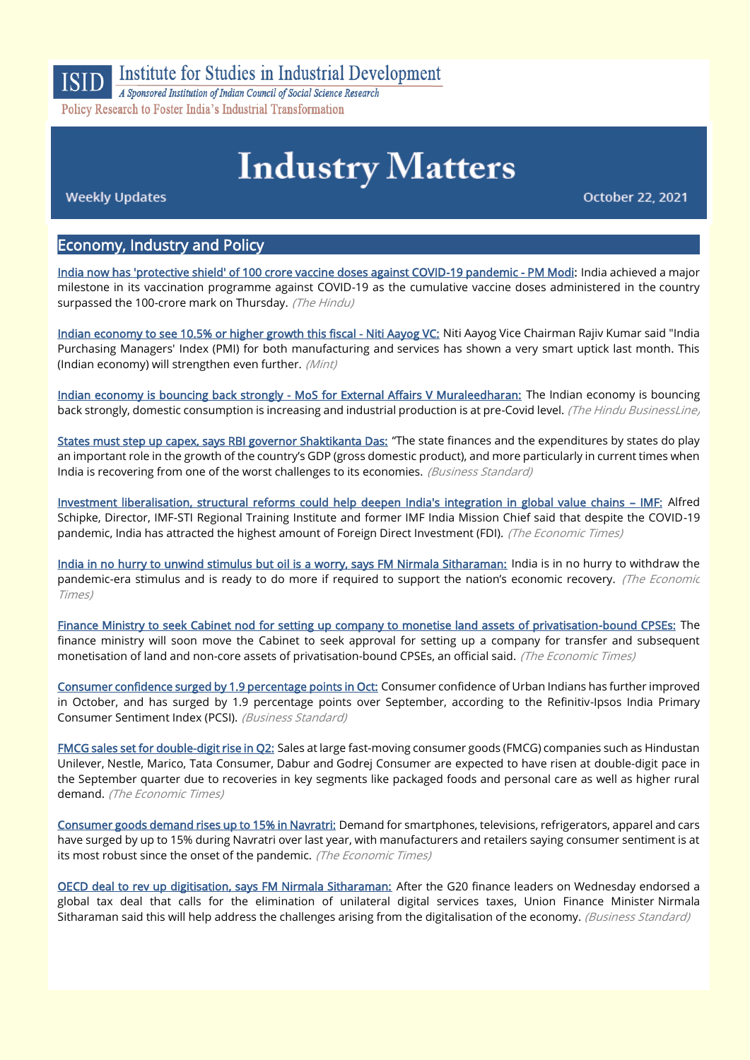ISID Institute for Studies in Industrial Development

*A Sponsored Institution of Indian Council of Social Science Research*

Policy Research to Foster India's Industrial Transformation

# Industry Matters

Weekly Updates

October 22, 2021

## Economy, Industry and Policy

India now has 'protective shield' of 100 crore vaccine doses against COVID-19 pandemic - PM Modi: India achieved a major milestone in its vaccination programme against COVID-19 as the cumulative vaccine doses administered in the country surpassed the 100-crore mark on Thursday. *(The Hindu)*

Indian economy to see 10.5% or higher growth this fiscal - Niti Aayog VC: Niti Aayog Vice Chairman Rajiv Kumar said "India Purchasing Managers' Index (PMI) for both manufacturing and services has shown a very smart uptick last month. This (Indian economy) will strengthen even further. *(Mint)*

Indian economy is bouncing back strongly - MoS for External Affairs V Muraleedharan: The Indian economy is bouncing back strongly, domestic consumption is increasing and industrial production is at pre-Covid level. *(The Hindu BusinessLine)*

States must step up capex, says RBI governor Shaktikanta Das: "The state finances and the expenditures by states do play an important role in the growth of the country's GDP (gross domestic product), and more particularly in current times when India is recovering from one of the worst challenges to its economies. *(Business Standard)*

Investment liberalisation, structural reforms could help deepen India's integration in global value chains – IMF: Alfred Schipke, Director, IMF-STI Regional Training Institute and former IMF India Mission Chief said that despite the COVID-19 pandemic, India has attracted the highest amount of Foreign Direct Investment (FDI). *(The Economic Times)*

India in no hurry to unwind stimulus but oil is a worry, says FM Nirmala Sitharaman: India is in no hurry to withdraw the pandemic-era stimulus and is ready to do more if required to support the nation's economic recovery. *(The Economic Times)*

Finance Ministry to seek Cabinet nod for setting up company to monetise land assets of privatisation-bound CPSEs: The finance ministry will soon move the Cabinet to seek approval for setting up a company for transfer and subsequent monetisation of land and non-core assets of privatisation-bound CPSEs, an official said. *(The Economic Times)*

Consumer confidence surged by 1.9 percentage points in Oct: Consumer confidence of Urban Indians has further improved in October, and has surged by 1.9 percentage points over September, according to the Refinitiv-Ipsos India Primary Consumer Sentiment Index (PCSI). *(Business Standard)*

FMCG sales set for double-digit rise in Q2: Sales at large fast-moving consumer goods (FMCG) companies such as Hindustan Unilever, Nestle, Marico, Tata Consumer, Dabur and Godrej Consumer are expected to have risen at double-digit pace in the September quarter due to recoveries in key segments like packaged foods and personal care as well as higher rural demand. *(The Economic Times)*

Consumer goods demand rises up to 15% in Navratri: Demand for smartphones, televisions, refrigerators, apparel and cars have surged by up to 15% during Navratri over last year, with manufacturers and retailers saying consumer sentiment is at its most robust since the onset of the pandemic. *(The Economic Times)*

OECD deal to rev up digitisation, says FM Nirmala Sitharaman: After the G20 finance leaders on Wednesday endorsed a global tax deal that calls for the elimination of unilateral digital services taxes, Union Finance Minister Nirmala Sitharaman said this will help address the challenges arising from the digitalisation of the economy. *(Business Standard)*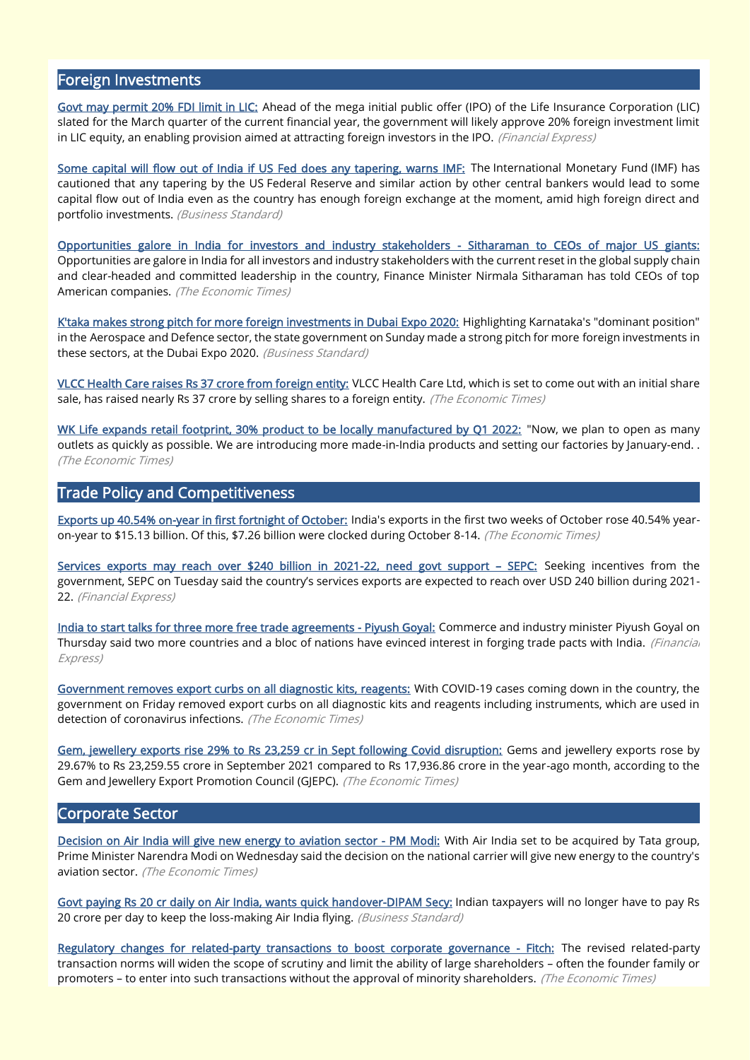## Foreign Investments

Govt may permit 20% FDI limit in LIC: Ahead of the mega initial public offer (IPO) of the Life Insurance Corporation (LIC) slated for the March quarter of the current financial year, the government will likely approve 20% foreign investment limit in LIC equity, an enabling provision aimed at attracting foreign investors in the IPO. *(Financial Express)*

Some capital will flow out of India if US Fed does any tapering, warns IMF: The International Monetary Fund (IMF) has cautioned that any tapering by the US Federal Reserve and similar action by other central bankers would lead to some capital flow out of India even as the country has enough foreign exchange at the moment, amid high foreign direct and portfolio investments. *(Business Standard)*

Opportunities galore in India for investors and industry stakeholders - Sitharaman to CEOs of major US giants: Opportunities are galore in India for all investors and industry stakeholders with the current reset in the global supply chain and clear-headed and committed leadership in the country, Finance Minister Nirmala Sitharaman has told CEOs of top American companies. *(The Economic Times)*

K'taka makes strong pitch for more foreign investments in Dubai Expo 2020: Highlighting Karnataka's "dominant position" in the Aerospace and Defence sector, the state government on Sunday made a strong pitch for more foreign investments in these sectors, at the Dubai Expo 2020. *(Business Standard)*

VLCC Health Care raises Rs 37 crore from foreign entity: VLCC Health Care Ltd, which is set to come out with an initial share sale, has raised nearly Rs 37 crore by selling shares to a foreign entity. *(The Economic Times)*

WK Life expands retail footprint, 30% product to be locally manufactured by Q1 2022: "Now, we plan to open as many outlets as quickly as possible. We are introducing more made-in-India products and setting our factories by January-end. . *(The Economic Times)*

## Trade Policy and Competitiveness

Exports up 40.54% on-year in first fortnight of October: India's exports in the first two weeks of October rose 40.54% year-on-year to $15.13 billion. Of this, $7.26 billion were clocked during October 8-14. *(The Economic Times)*

Services exports may reach over $240 billion in 2021-22, need govt support – SEPC: Seeking incentives from the government, SEPC on Tuesday said the country's services exports are expected to reach over USD 240 billion during 2021-22. *(Financial Express)*

India to start talks for three more free trade agreements - Piyush Goyal: Commerce and industry minister Piyush Goyal on Thursday said two more countries and a bloc of nations have evinced interest in forging trade pacts with India. *(Financial Express)*

Government removes export curbs on all diagnostic kits, reagents: With COVID-19 cases coming down in the country, the government on Friday removed export curbs on all diagnostic kits and reagents including instruments, which are used in detection of coronavirus infections. *(The Economic Times)*

Gem, jewellery exports rise 29% to Rs 23,259 cr in Sept following Covid disruption: Gems and jewellery exports rose by 29.67% to Rs 23,259.55 crore in September 2021 compared to Rs 17,936.86 crore in the year-ago month, according to the Gem and Jewellery Export Promotion Council (GJEPC). *(The Economic Times)*

## Corporate Sector

Decision on Air India will give new energy to aviation sector - PM Modi: With Air India set to be acquired by Tata group, Prime Minister Narendra Modi on Wednesday said the decision on the national carrier will give new energy to the country's aviation sector. *(The Economic Times)*

Govt paying Rs 20 cr daily on Air India, wants quick handover-DIPAM Secy: Indian taxpayers will no longer have to pay Rs 20 crore per day to keep the loss-making Air India flying. *(Business Standard)*

Regulatory changes for related-party transactions to boost corporate governance - Fitch: The revised related-party transaction norms will widen the scope of scrutiny and limit the ability of large shareholders – often the founder family or promoters – to enter into such transactions without the approval of minority shareholders. *(The Economic Times)*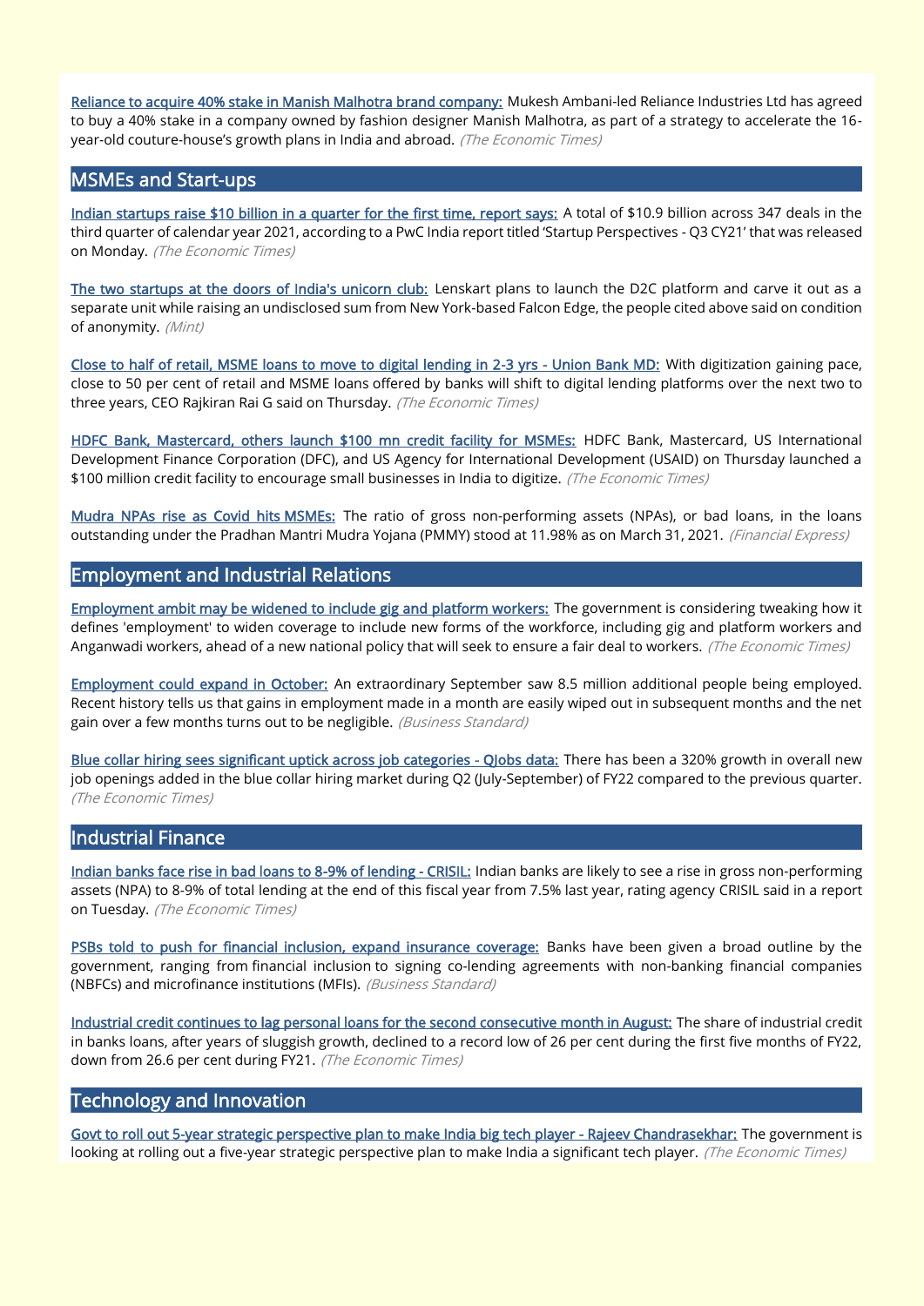**Reliance to acquire 40% stake in Manish Malhotra brand company:** Mukesh Ambani-led Reliance Industries Ltd has agreed to buy a 40% stake in a company owned by fashion designer Manish Malhotra, as part of a strategy to accelerate the 16-year-old couture-house's growth plans in India and abroad. *(The Economic Times)*

## MSMEs and Start-ups

**Indian startups raise $10 billion in a quarter for the first time, report says:** A total of $10.9 billion across 347 deals in the third quarter of calendar year 2021, according to a PwC India report titled 'Startup Perspectives - Q3 CY21' that was released on Monday. *(The Economic Times)*

**The two startups at the doors of India's unicorn club:** Lenskart plans to launch the D2C platform and carve it out as a separate unit while raising an undisclosed sum from New York-based Falcon Edge, the people cited above said on condition of anonymity. *(Mint)*

**Close to half of retail, MSME loans to move to digital lending in 2-3 yrs - Union Bank MD:** With digitization gaining pace, close to 50 per cent of retail and MSME loans offered by banks will shift to digital lending platforms over the next two to three years, CEO Rajkiran Rai G said on Thursday. *(The Economic Times)*

**HDFC Bank, Mastercard, others launch $100 mn credit facility for MSMEs:** HDFC Bank, Mastercard, US International Development Finance Corporation (DFC), and US Agency for International Development (USAID) on Thursday launched a $100 million credit facility to encourage small businesses in India to digitize. *(The Economic Times)*

**Mudra NPAs rise as Covid hits MSMEs:** The ratio of gross non-performing assets (NPAs), or bad loans, in the loans outstanding under the Pradhan Mantri Mudra Yojana (PMMY) stood at 11.98% as on March 31, 2021. *(Financial Express)*

## Employment and Industrial Relations

**Employment ambit may be widened to include gig and platform workers:** The government is considering tweaking how it defines 'employment' to widen coverage to include new forms of the workforce, including gig and platform workers and Anganwadi workers, ahead of a new national policy that will seek to ensure a fair deal to workers. *(The Economic Times)*

**Employment could expand in October:** An extraordinary September saw 8.5 million additional people being employed. Recent history tells us that gains in employment made in a month are easily wiped out in subsequent months and the net gain over a few months turns out to be negligible. *(Business Standard)*

**Blue collar hiring sees significant uptick across job categories - QJobs data:** There has been a 320% growth in overall new job openings added in the blue collar hiring market during Q2 (July-September) of FY22 compared to the previous quarter. *(The Economic Times)*

## Industrial Finance

**Indian banks face rise in bad loans to 8-9% of lending - CRISIL:** Indian banks are likely to see a rise in gross non-performing assets (NPA) to 8-9% of total lending at the end of this fiscal year from 7.5% last year, rating agency CRISIL said in a report on Tuesday. *(The Economic Times)*

**PSBs told to push for financial inclusion, expand insurance coverage:** Banks have been given a broad outline by the government, ranging from financial inclusion to signing co-lending agreements with non-banking financial companies (NBFCs) and microfinance institutions (MFIs). *(Business Standard)*

**Industrial credit continues to lag personal loans for the second consecutive month in August:** The share of industrial credit in banks loans, after years of sluggish growth, declined to a record low of 26 per cent during the first five months of FY22, down from 26.6 per cent during FY21. *(The Economic Times)*

## Technology and Innovation

**Govt to roll out 5-year strategic perspective plan to make India big tech player - Rajeev Chandrasekhar:** The government is looking at rolling out a five-year strategic perspective plan to make India a significant tech player. *(The Economic Times)*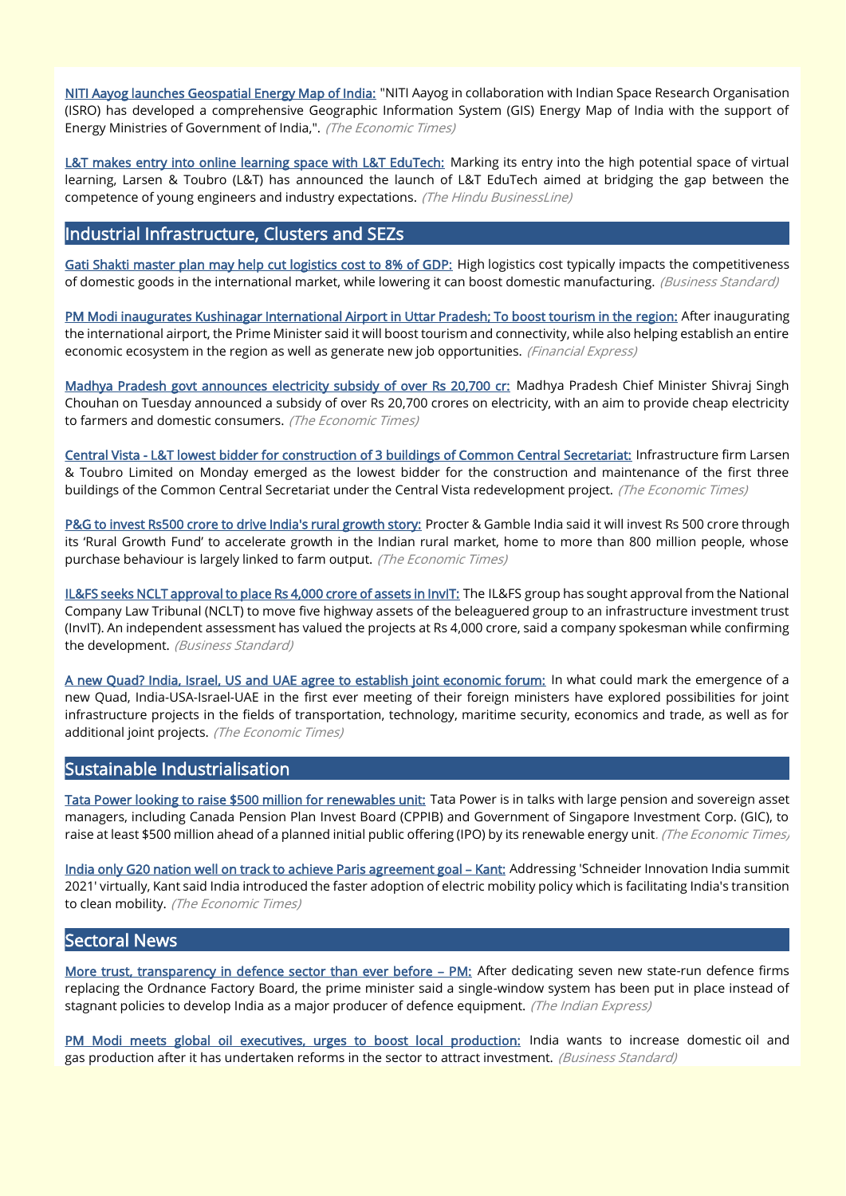**NITI Aayog launches Geospatial Energy Map of India:** "NITI Aayog in collaboration with Indian Space Research Organisation (ISRO) has developed a comprehensive Geographic Information System (GIS) Energy Map of India with the support of Energy Ministries of Government of India,". *(The Economic Times)*

**L&T makes entry into online learning space with L&T EduTech:** Marking its entry into the high potential space of virtual learning, Larsen & Toubro (L&T) has announced the launch of L&T EduTech aimed at bridging the gap between the competence of young engineers and industry expectations. *(The Hindu BusinessLine)*

## Industrial Infrastructure, Clusters and SEZs

**Gati Shakti master plan may help cut logistics cost to 8% of GDP:** High logistics cost typically impacts the competitiveness of domestic goods in the international market, while lowering it can boost domestic manufacturing. *(Business Standard)*

**PM Modi inaugurates Kushinagar International Airport in Uttar Pradesh; To boost tourism in the region:** After inaugurating the international airport, the Prime Minister said it will boost tourism and connectivity, while also helping establish an entire economic ecosystem in the region as well as generate new job opportunities. *(Financial Express)*

**Madhya Pradesh govt announces electricity subsidy of over Rs 20,700 cr:** Madhya Pradesh Chief Minister Shivraj Singh Chouhan on Tuesday announced a subsidy of over Rs 20,700 crores on electricity, with an aim to provide cheap electricity to farmers and domestic consumers. *(The Economic Times)*

**Central Vista - L&T lowest bidder for construction of 3 buildings of Common Central Secretariat:** Infrastructure firm Larsen & Toubro Limited on Monday emerged as the lowest bidder for the construction and maintenance of the first three buildings of the Common Central Secretariat under the Central Vista redevelopment project. *(The Economic Times)*

**P&G to invest Rs500 crore to drive India's rural growth story:** Procter & Gamble India said it will invest Rs 500 crore through its 'Rural Growth Fund' to accelerate growth in the Indian rural market, home to more than 800 million people, whose purchase behaviour is largely linked to farm output. *(The Economic Times)*

**IL&FS seeks NCLT approval to place Rs 4,000 crore of assets in InvIT:** The IL&FS group has sought approval from the National Company Law Tribunal (NCLT) to move five highway assets of the beleaguered group to an infrastructure investment trust (InvIT). An independent assessment has valued the projects at Rs 4,000 crore, said a company spokesman while confirming the development. *(Business Standard)*

**A new Quad? India, Israel, US and UAE agree to establish joint economic forum:** In what could mark the emergence of a new Quad, India-USA-Israel-UAE in the first ever meeting of their foreign ministers have explored possibilities for joint infrastructure projects in the fields of transportation, technology, maritime security, economics and trade, as well as for additional joint projects. *(The Economic Times)*

## Sustainable Industrialisation

**Tata Power looking to raise $500 million for renewables unit:** Tata Power is in talks with large pension and sovereign asset managers, including Canada Pension Plan Invest Board (CPPIB) and Government of Singapore Investment Corp. (GIC), to raise at least $500 million ahead of a planned initial public offering (IPO) by its renewable energy unit. *(The Economic Times)*

**India only G20 nation well on track to achieve Paris agreement goal – Kant:** Addressing 'Schneider Innovation India summit 2021' virtually, Kant said India introduced the faster adoption of electric mobility policy which is facilitating India's transition to clean mobility. *(The Economic Times)*

## Sectoral News

**More trust, transparency in defence sector than ever before – PM:** After dedicating seven new state-run defence firms replacing the Ordnance Factory Board, the prime minister said a single-window system has been put in place instead of stagnant policies to develop India as a major producer of defence equipment. *(The Indian Express)*

**PM Modi meets global oil executives, urges to boost local production:** India wants to increase domestic oil and gas production after it has undertaken reforms in the sector to attract investment. *(Business Standard)*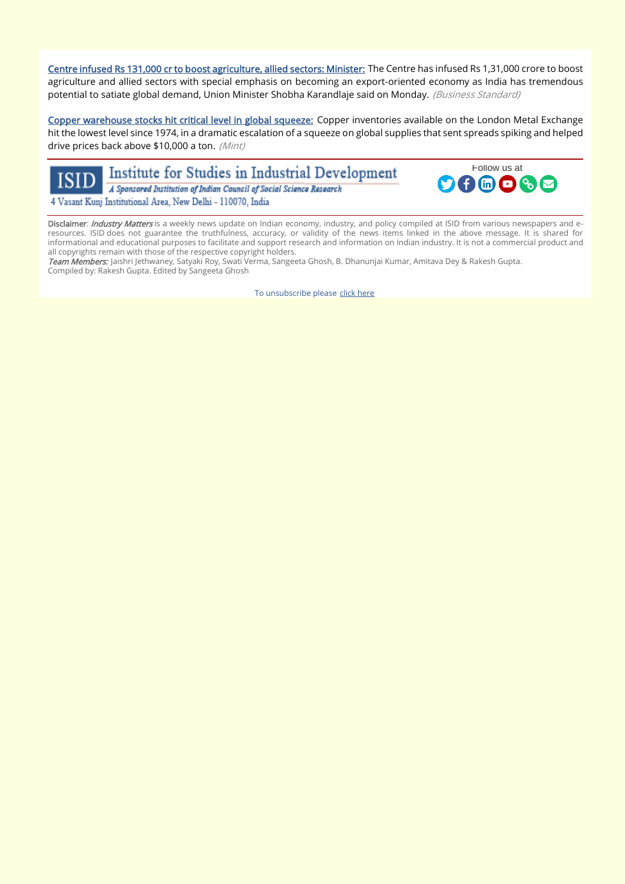**Centre infused Rs 131,000 cr to boost agriculture, allied sectors: Minister:** The Centre has infused Rs 1,31,000 crore to boost agriculture and allied sectors with special emphasis on becoming an export-oriented economy as India has tremendous potential to satiate global demand, Union Minister Shobha Karandlaje said on Monday. *(Business Standard)*

**Copper warehouse stocks hit critical level in global squeeze:** Copper inventories available on the London Metal Exchange hit the lowest level since 1974, in a dramatic escalation of a squeeze on global supplies that sent spreads spiking and helped drive prices back above $10,000 a ton. *(Mint)*

---

ISID Institute for Studies in Industrial Development

*A Sponsored Institution of Indian Council of Social Science Research*

4 Vasant Kunj Institutional Area, New Delhi - 110070, India

Follow us at

---

Disclaimer: *Industry Matters* is a weekly news update on Indian economy, industry, and policy compiled at ISID from various newspapers and e-resources. ISID does not guarantee the truthfulness, accuracy, or validity of the news items linked in the above message. It is shared for informational and educational purposes to facilitate and support research and information on Indian industry. It is not a commercial product and all copyrights remain with those of the respective copyright holders.

*Team Members:* Jaishri Jethwaney, Satyaki Roy, Swati Verma, Sangeeta Ghosh, B. Dhanunjai Kumar, Amitava Dey & Rakesh Gupta.

Compiled by: Rakesh Gupta. Edited by Sangeeta Ghosh

To unsubscribe please click here